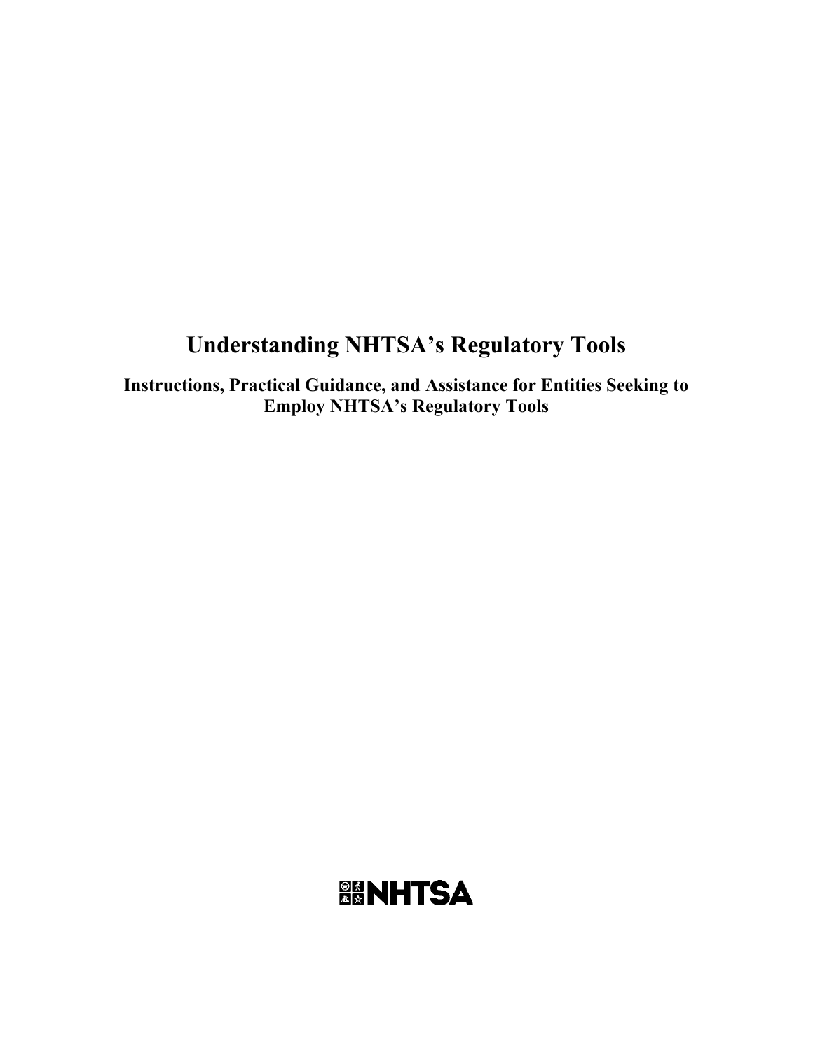# Understanding NHTSA's Regulatory Tools

## Instructions, Practical Guidance, and Assistance for Entities Seeking to Employ NHTSA's Regulatory Tools

NHTSA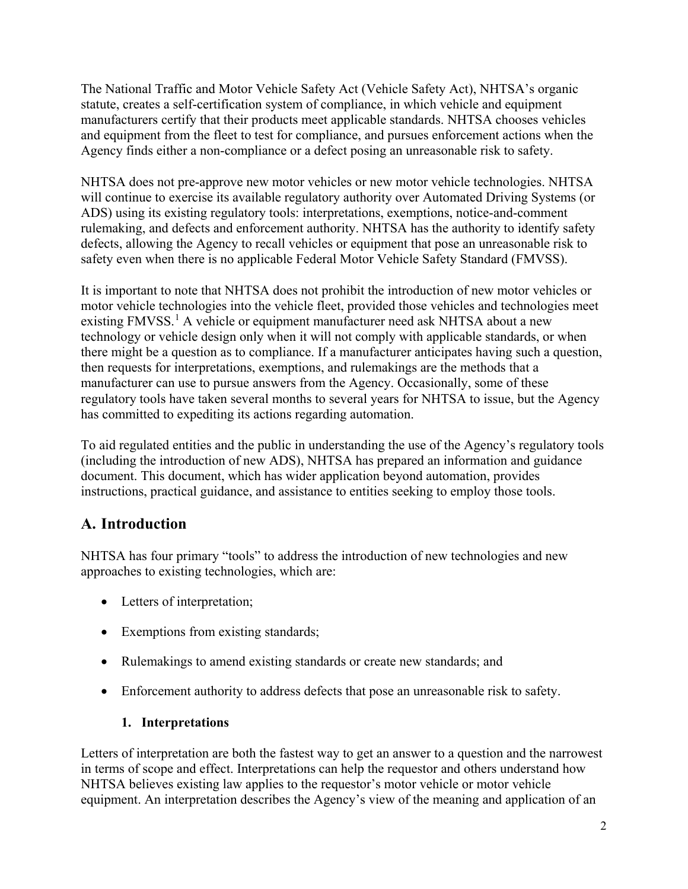The National Traffic and Motor Vehicle Safety Act (Vehicle Safety Act), NHTSA's organic statute, creates a self-certification system of compliance, in which vehicle and equipment manufacturers certify that their products meet applicable standards. NHTSA chooses vehicles and equipment from the fleet to test for compliance, and pursues enforcement actions when the Agency finds either a non-compliance or a defect posing an unreasonable risk to safety.

NHTSA does not pre-approve new motor vehicles or new motor vehicle technologies. NHTSA will continue to exercise its available regulatory authority over Automated Driving Systems (or ADS) using its existing regulatory tools: interpretations, exemptions, notice-and-comment rulemaking, and defects and enforcement authority. NHTSA has the authority to identify safety defects, allowing the Agency to recall vehicles or equipment that pose an unreasonable risk to safety even when there is no applicable Federal Motor Vehicle Safety Standard (FMVSS).

It is important to note that NHTSA does not prohibit the introduction of new motor vehicles or motor vehicle technologies into the vehicle fleet, provided those vehicles and technologies meet existing FMVSS.[1] A vehicle or equipment manufacturer need ask NHTSA about a new technology or vehicle design only when it will not comply with applicable standards, or when there might be a question as to compliance. If a manufacturer anticipates having such a question, then requests for interpretations, exemptions, and rulemakings are the methods that a manufacturer can use to pursue answers from the Agency. Occasionally, some of these regulatory tools have taken several months to several years for NHTSA to issue, but the Agency has committed to expediting its actions regarding automation.

To aid regulated entities and the public in understanding the use of the Agency's regulatory tools (including the introduction of new ADS), NHTSA has prepared an information and guidance document. This document, which has wider application beyond automation, provides instructions, practical guidance, and assistance to entities seeking to employ those tools.

## A. Introduction

NHTSA has four primary "tools" to address the introduction of new technologies and new approaches to existing technologies, which are:

- Letters of interpretation;
- Exemptions from existing standards;
- Rulemakings to amend existing standards or create new standards; and
- Enforcement authority to address defects that pose an unreasonable risk to safety.

### 1. Interpretations

Letters of interpretation are both the fastest way to get an answer to a question and the narrowest in terms of scope and effect. Interpretations can help the requestor and others understand how NHTSA believes existing law applies to the requestor's motor vehicle or motor vehicle equipment. An interpretation describes the Agency's view of the meaning and application of an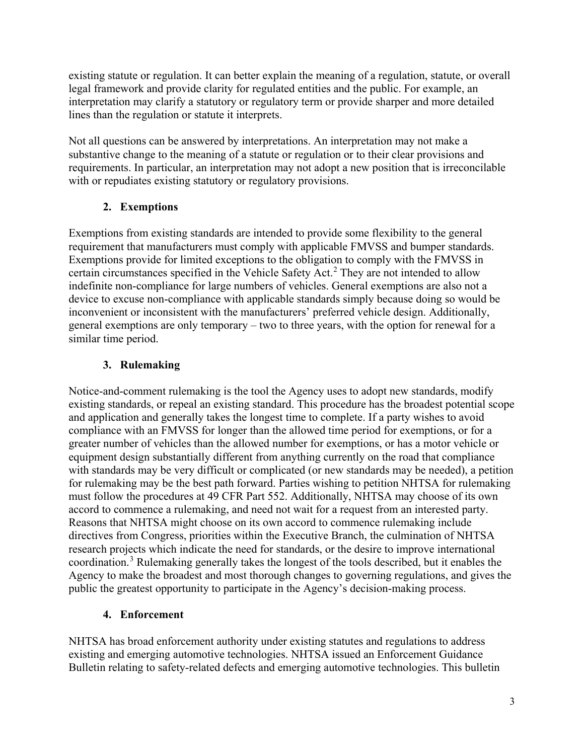existing statute or regulation. It can better explain the meaning of a regulation, statute, or overall legal framework and provide clarity for regulated entities and the public. For example, an interpretation may clarify a statutory or regulatory term or provide sharper and more detailed lines than the regulation or statute it interprets.

Not all questions can be answered by interpretations. An interpretation may not make a substantive change to the meaning of a statute or regulation or to their clear provisions and requirements. In particular, an interpretation may not adopt a new position that is irreconcilable with or repudiates existing statutory or regulatory provisions.

### 2. Exemptions

Exemptions from existing standards are intended to provide some flexibility to the general requirement that manufacturers must comply with applicable FMVSS and bumper standards. Exemptions provide for limited exceptions to the obligation to comply with the FMVSS in certain circumstances specified in the Vehicle Safety Act.[2] They are not intended to allow indefinite non-compliance for large numbers of vehicles. General exemptions are also not a device to excuse non-compliance with applicable standards simply because doing so would be inconvenient or inconsistent with the manufacturers' preferred vehicle design. Additionally, general exemptions are only temporary – two to three years, with the option for renewal for a similar time period.

### 3. Rulemaking

Notice-and-comment rulemaking is the tool the Agency uses to adopt new standards, modify existing standards, or repeal an existing standard. This procedure has the broadest potential scope and application and generally takes the longest time to complete. If a party wishes to avoid compliance with an FMVSS for longer than the allowed time period for exemptions, or for a greater number of vehicles than the allowed number for exemptions, or has a motor vehicle or equipment design substantially different from anything currently on the road that compliance with standards may be very difficult or complicated (or new standards may be needed), a petition for rulemaking may be the best path forward. Parties wishing to petition NHTSA for rulemaking must follow the procedures at 49 CFR Part 552. Additionally, NHTSA may choose of its own accord to commence a rulemaking, and need not wait for a request from an interested party. Reasons that NHTSA might choose on its own accord to commence rulemaking include directives from Congress, priorities within the Executive Branch, the culmination of NHTSA research projects which indicate the need for standards, or the desire to improve international coordination.[3] Rulemaking generally takes the longest of the tools described, but it enables the Agency to make the broadest and most thorough changes to governing regulations, and gives the public the greatest opportunity to participate in the Agency's decision-making process.

### 4. Enforcement

NHTSA has broad enforcement authority under existing statutes and regulations to address existing and emerging automotive technologies. NHTSA issued an Enforcement Guidance Bulletin relating to safety-related defects and emerging automotive technologies. This bulletin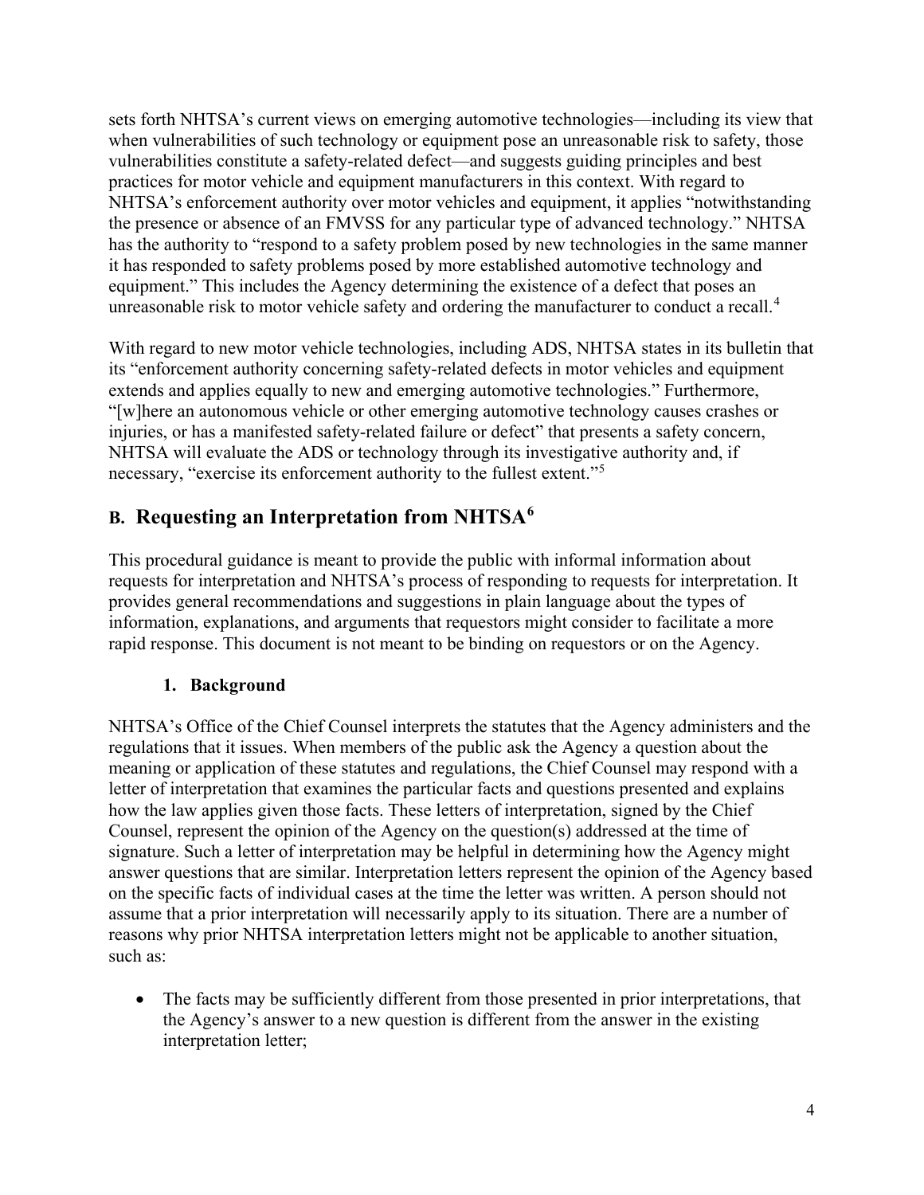sets forth NHTSA's current views on emerging automotive technologies—including its view that when vulnerabilities of such technology or equipment pose an unreasonable risk to safety, those vulnerabilities constitute a safety-related defect—and suggests guiding principles and best practices for motor vehicle and equipment manufacturers in this context. With regard to NHTSA's enforcement authority over motor vehicles and equipment, it applies "notwithstanding the presence or absence of an FMVSS for any particular type of advanced technology." NHTSA has the authority to "respond to a safety problem posed by new technologies in the same manner it has responded to safety problems posed by more established automotive technology and equipment." This includes the Agency determining the existence of a defect that poses an unreasonable risk to motor vehicle safety and ordering the manufacturer to conduct a recall.[4]

With regard to new motor vehicle technologies, including ADS, NHTSA states in its bulletin that its "enforcement authority concerning safety-related defects in motor vehicles and equipment extends and applies equally to new and emerging automotive technologies." Furthermore, "[w]here an autonomous vehicle or other emerging automotive technology causes crashes or injuries, or has a manifested safety-related failure or defect" that presents a safety concern, NHTSA will evaluate the ADS or technology through its investigative authority and, if necessary, "exercise its enforcement authority to the fullest extent."[5]

## B. Requesting an Interpretation from NHTSA[6]

This procedural guidance is meant to provide the public with informal information about requests for interpretation and NHTSA's process of responding to requests for interpretation. It provides general recommendations and suggestions in plain language about the types of information, explanations, and arguments that requestors might consider to facilitate a more rapid response. This document is not meant to be binding on requestors or on the Agency.

### 1. Background

NHTSA's Office of the Chief Counsel interprets the statutes that the Agency administers and the regulations that it issues. When members of the public ask the Agency a question about the meaning or application of these statutes and regulations, the Chief Counsel may respond with a letter of interpretation that examines the particular facts and questions presented and explains how the law applies given those facts. These letters of interpretation, signed by the Chief Counsel, represent the opinion of the Agency on the question(s) addressed at the time of signature. Such a letter of interpretation may be helpful in determining how the Agency might answer questions that are similar. Interpretation letters represent the opinion of the Agency based on the specific facts of individual cases at the time the letter was written. A person should not assume that a prior interpretation will necessarily apply to its situation. There are a number of reasons why prior NHTSA interpretation letters might not be applicable to another situation, such as:

- The facts may be sufficiently different from those presented in prior interpretations, that the Agency's answer to a new question is different from the answer in the existing interpretation letter;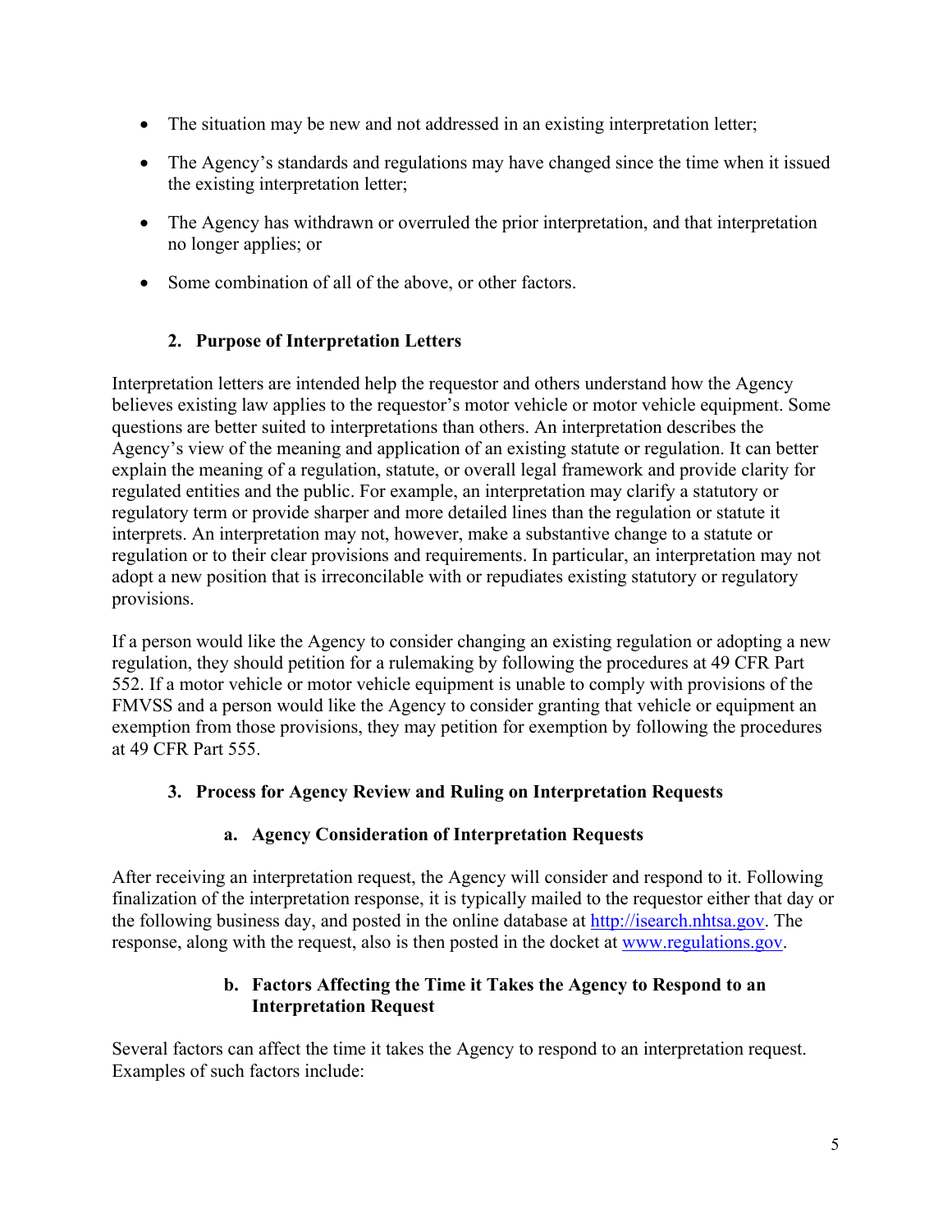- The situation may be new and not addressed in an existing interpretation letter;
- The Agency's standards and regulations may have changed since the time when it issued the existing interpretation letter;
- The Agency has withdrawn or overruled the prior interpretation, and that interpretation no longer applies; or
- Some combination of all of the above, or other factors.

### 2. Purpose of Interpretation Letters

Interpretation letters are intended help the requestor and others understand how the Agency believes existing law applies to the requestor's motor vehicle or motor vehicle equipment. Some questions are better suited to interpretations than others. An interpretation describes the Agency's view of the meaning and application of an existing statute or regulation. It can better explain the meaning of a regulation, statute, or overall legal framework and provide clarity for regulated entities and the public. For example, an interpretation may clarify a statutory or regulatory term or provide sharper and more detailed lines than the regulation or statute it interprets. An interpretation may not, however, make a substantive change to a statute or regulation or to their clear provisions and requirements. In particular, an interpretation may not adopt a new position that is irreconcilable with or repudiates existing statutory or regulatory provisions.

If a person would like the Agency to consider changing an existing regulation or adopting a new regulation, they should petition for a rulemaking by following the procedures at 49 CFR Part 552. If a motor vehicle or motor vehicle equipment is unable to comply with provisions of the FMVSS and a person would like the Agency to consider granting that vehicle or equipment an exemption from those provisions, they may petition for exemption by following the procedures at 49 CFR Part 555.

### 3. Process for Agency Review and Ruling on Interpretation Requests

#### a. Agency Consideration of Interpretation Requests

After receiving an interpretation request, the Agency will consider and respond to it. Following finalization of the interpretation response, it is typically mailed to the requestor either that day or the following business day, and posted in the online database at [http://isearch.nhtsa.gov](http://isearch.nhtsa.gov). The response, along with the request, also is then posted in the docket at [www.regulations.gov](www.regulations.gov).

#### b. Factors Affecting the Time it Takes the Agency to Respond to an Interpretation Request

Several factors can affect the time it takes the Agency to respond to an interpretation request. Examples of such factors include: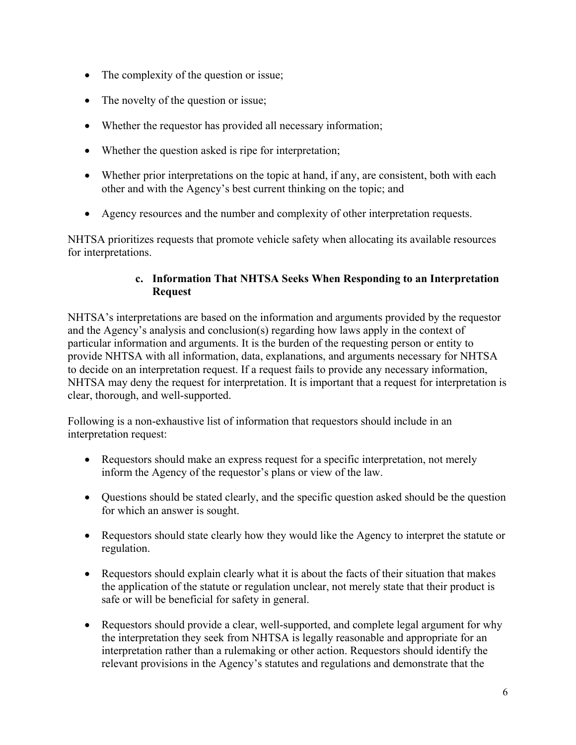- The complexity of the question or issue;
- The novelty of the question or issue;
- Whether the requestor has provided all necessary information;
- Whether the question asked is ripe for interpretation;
- Whether prior interpretations on the topic at hand, if any, are consistent, both with each other and with the Agency's best current thinking on the topic; and
- Agency resources and the number and complexity of other interpretation requests.

NHTSA prioritizes requests that promote vehicle safety when allocating its available resources for interpretations.

#### c. Information That NHTSA Seeks When Responding to an Interpretation Request

NHTSA's interpretations are based on the information and arguments provided by the requestor and the Agency's analysis and conclusion(s) regarding how laws apply in the context of particular information and arguments. It is the burden of the requesting person or entity to provide NHTSA with all information, data, explanations, and arguments necessary for NHTSA to decide on an interpretation request. If a request fails to provide any necessary information, NHTSA may deny the request for interpretation. It is important that a request for interpretation is clear, thorough, and well-supported.

Following is a non-exhaustive list of information that requestors should include in an interpretation request:

- Requestors should make an express request for a specific interpretation, not merely inform the Agency of the requestor's plans or view of the law.
- Questions should be stated clearly, and the specific question asked should be the question for which an answer is sought.
- Requestors should state clearly how they would like the Agency to interpret the statute or regulation.
- Requestors should explain clearly what it is about the facts of their situation that makes the application of the statute or regulation unclear, not merely state that their product is safe or will be beneficial for safety in general.
- Requestors should provide a clear, well-supported, and complete legal argument for why the interpretation they seek from NHTSA is legally reasonable and appropriate for an interpretation rather than a rulemaking or other action. Requestors should identify the relevant provisions in the Agency's statutes and regulations and demonstrate that the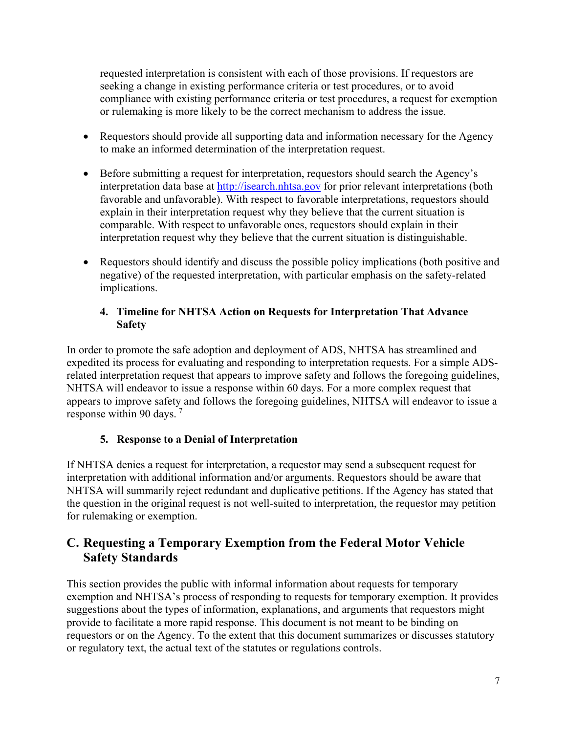requested interpretation is consistent with each of those provisions. If requestors are seeking a change in existing performance criteria or test procedures, or to avoid compliance with existing performance criteria or test procedures, a request for exemption or rulemaking is more likely to be the correct mechanism to address the issue.

- Requestors should provide all supporting data and information necessary for the Agency to make an informed determination of the interpretation request.
- Before submitting a request for interpretation, requestors should search the Agency's interpretation data base at http://isearch.nhtsa.gov for prior relevant interpretations (both favorable and unfavorable). With respect to favorable interpretations, requestors should explain in their interpretation request why they believe that the current situation is comparable. With respect to unfavorable ones, requestors should explain in their interpretation request why they believe that the current situation is distinguishable.
- Requestors should identify and discuss the possible policy implications (both positive and negative) of the requested interpretation, with particular emphasis on the safety-related implications.

#### 4. Timeline for NHTSA Action on Requests for Interpretation That Advance Safety

In order to promote the safe adoption and deployment of ADS, NHTSA has streamlined and expedited its process for evaluating and responding to interpretation requests. For a simple ADS-related interpretation request that appears to improve safety and follows the foregoing guidelines, NHTSA will endeavor to issue a response within 60 days. For a more complex request that appears to improve safety and follows the foregoing guidelines, NHTSA will endeavor to issue a response within 90 days. [7]

#### 5. Response to a Denial of Interpretation

If NHTSA denies a request for interpretation, a requestor may send a subsequent request for interpretation with additional information and/or arguments. Requestors should be aware that NHTSA will summarily reject redundant and duplicative petitions. If the Agency has stated that the question in the original request is not well-suited to interpretation, the requestor may petition for rulemaking or exemption.

## C. Requesting a Temporary Exemption from the Federal Motor Vehicle Safety Standards

This section provides the public with informal information about requests for temporary exemption and NHTSA's process of responding to requests for temporary exemption. It provides suggestions about the types of information, explanations, and arguments that requestors might provide to facilitate a more rapid response. This document is not meant to be binding on requestors or on the Agency. To the extent that this document summarizes or discusses statutory or regulatory text, the actual text of the statutes or regulations controls.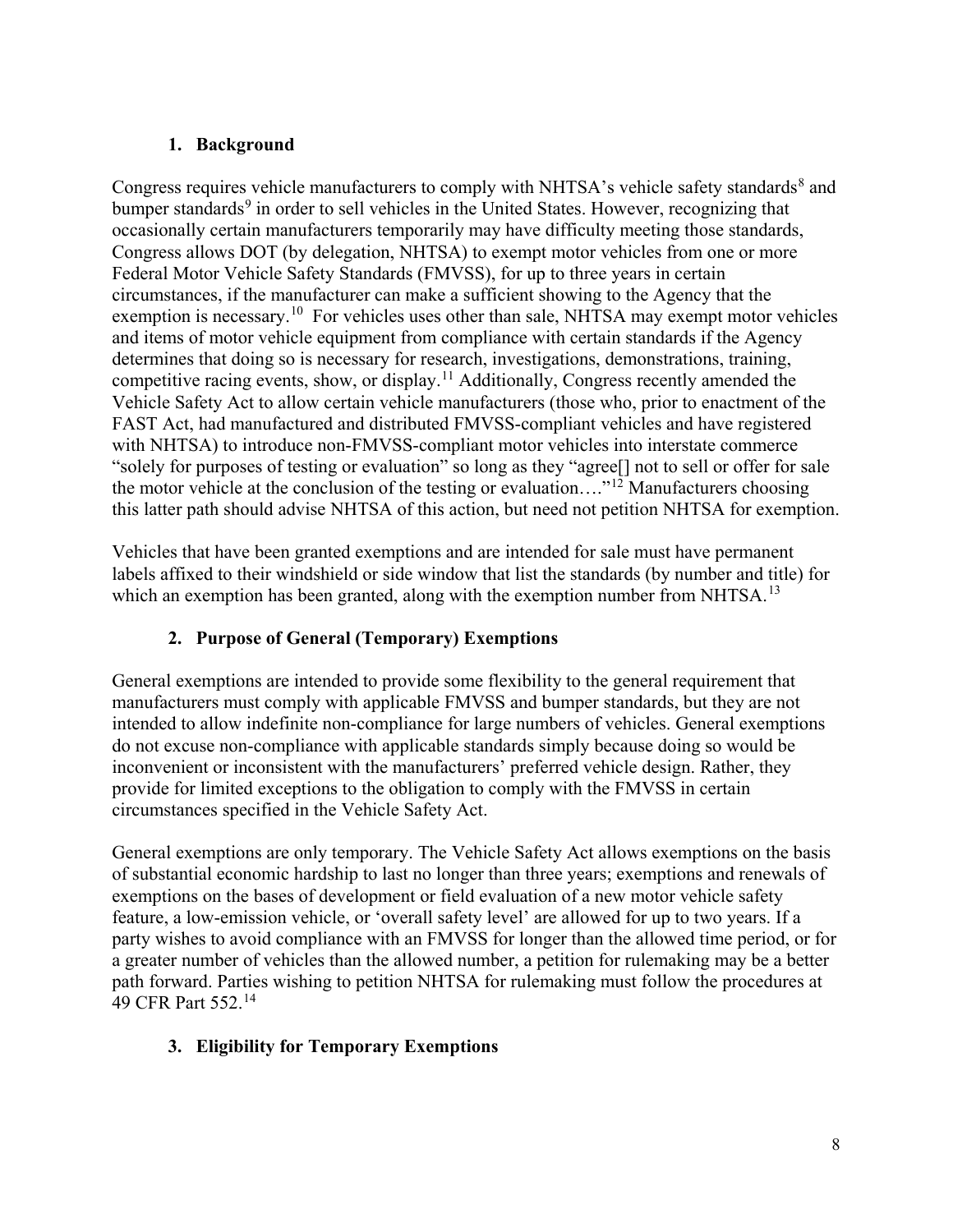### 1. Background

Congress requires vehicle manufacturers to comply with NHTSA's vehicle safety standards[8] and bumper standards[9] in order to sell vehicles in the United States. However, recognizing that occasionally certain manufacturers temporarily may have difficulty meeting those standards, Congress allows DOT (by delegation, NHTSA) to exempt motor vehicles from one or more Federal Motor Vehicle Safety Standards (FMVSS), for up to three years in certain circumstances, if the manufacturer can make a sufficient showing to the Agency that the exemption is necessary.[10] For vehicles uses other than sale, NHTSA may exempt motor vehicles and items of motor vehicle equipment from compliance with certain standards if the Agency determines that doing so is necessary for research, investigations, demonstrations, training, competitive racing events, show, or display.[11] Additionally, Congress recently amended the Vehicle Safety Act to allow certain vehicle manufacturers (those who, prior to enactment of the FAST Act, had manufactured and distributed FMVSS-compliant vehicles and have registered with NHTSA) to introduce non-FMVSS-compliant motor vehicles into interstate commerce "solely for purposes of testing or evaluation" so long as they "agree[] not to sell or offer for sale the motor vehicle at the conclusion of the testing or evaluation…."[12] Manufacturers choosing this latter path should advise NHTSA of this action, but need not petition NHTSA for exemption.

Vehicles that have been granted exemptions and are intended for sale must have permanent labels affixed to their windshield or side window that list the standards (by number and title) for which an exemption has been granted, along with the exemption number from NHTSA.[13]

### 2. Purpose of General (Temporary) Exemptions

General exemptions are intended to provide some flexibility to the general requirement that manufacturers must comply with applicable FMVSS and bumper standards, but they are not intended to allow indefinite non-compliance for large numbers of vehicles. General exemptions do not excuse non-compliance with applicable standards simply because doing so would be inconvenient or inconsistent with the manufacturers' preferred vehicle design. Rather, they provide for limited exceptions to the obligation to comply with the FMVSS in certain circumstances specified in the Vehicle Safety Act.

General exemptions are only temporary. The Vehicle Safety Act allows exemptions on the basis of substantial economic hardship to last no longer than three years; exemptions and renewals of exemptions on the bases of development or field evaluation of a new motor vehicle safety feature, a low-emission vehicle, or 'overall safety level' are allowed for up to two years. If a party wishes to avoid compliance with an FMVSS for longer than the allowed time period, or for a greater number of vehicles than the allowed number, a petition for rulemaking may be a better path forward. Parties wishing to petition NHTSA for rulemaking must follow the procedures at 49 CFR Part 552.[14]

### 3. Eligibility for Temporary Exemptions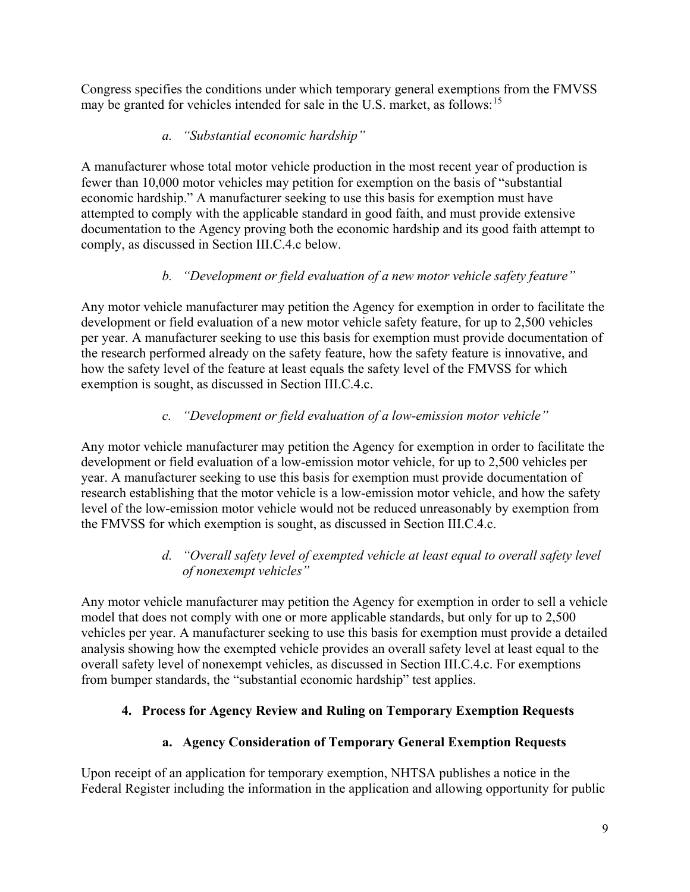Congress specifies the conditions under which temporary general exemptions from the FMVSS may be granted for vehicles intended for sale in the U.S. market, as follows:[15]

#### *a. "Substantial economic hardship"*

A manufacturer whose total motor vehicle production in the most recent year of production is fewer than 10,000 motor vehicles may petition for exemption on the basis of "substantial economic hardship." A manufacturer seeking to use this basis for exemption must have attempted to comply with the applicable standard in good faith, and must provide extensive documentation to the Agency proving both the economic hardship and its good faith attempt to comply, as discussed in Section III.C.4.c below.

#### *b. "Development or field evaluation of a new motor vehicle safety feature"*

Any motor vehicle manufacturer may petition the Agency for exemption in order to facilitate the development or field evaluation of a new motor vehicle safety feature, for up to 2,500 vehicles per year. A manufacturer seeking to use this basis for exemption must provide documentation of the research performed already on the safety feature, how the safety feature is innovative, and how the safety level of the feature at least equals the safety level of the FMVSS for which exemption is sought, as discussed in Section III.C.4.c.

#### *c. "Development or field evaluation of a low-emission motor vehicle"*

Any motor vehicle manufacturer may petition the Agency for exemption in order to facilitate the development or field evaluation of a low-emission motor vehicle, for up to 2,500 vehicles per year. A manufacturer seeking to use this basis for exemption must provide documentation of research establishing that the motor vehicle is a low-emission motor vehicle, and how the safety level of the low-emission motor vehicle would not be reduced unreasonably by exemption from the FMVSS for which exemption is sought, as discussed in Section III.C.4.c.

#### *d. "Overall safety level of exempted vehicle at least equal to overall safety level of nonexempt vehicles"*

Any motor vehicle manufacturer may petition the Agency for exemption in order to sell a vehicle model that does not comply with one or more applicable standards, but only for up to 2,500 vehicles per year. A manufacturer seeking to use this basis for exemption must provide a detailed analysis showing how the exempted vehicle provides an overall safety level at least equal to the overall safety level of nonexempt vehicles, as discussed in Section III.C.4.c. For exemptions from bumper standards, the "substantial economic hardship" test applies.

### 4. Process for Agency Review and Ruling on Temporary Exemption Requests

#### a. Agency Consideration of Temporary General Exemption Requests

Upon receipt of an application for temporary exemption, NHTSA publishes a notice in the Federal Register including the information in the application and allowing opportunity for public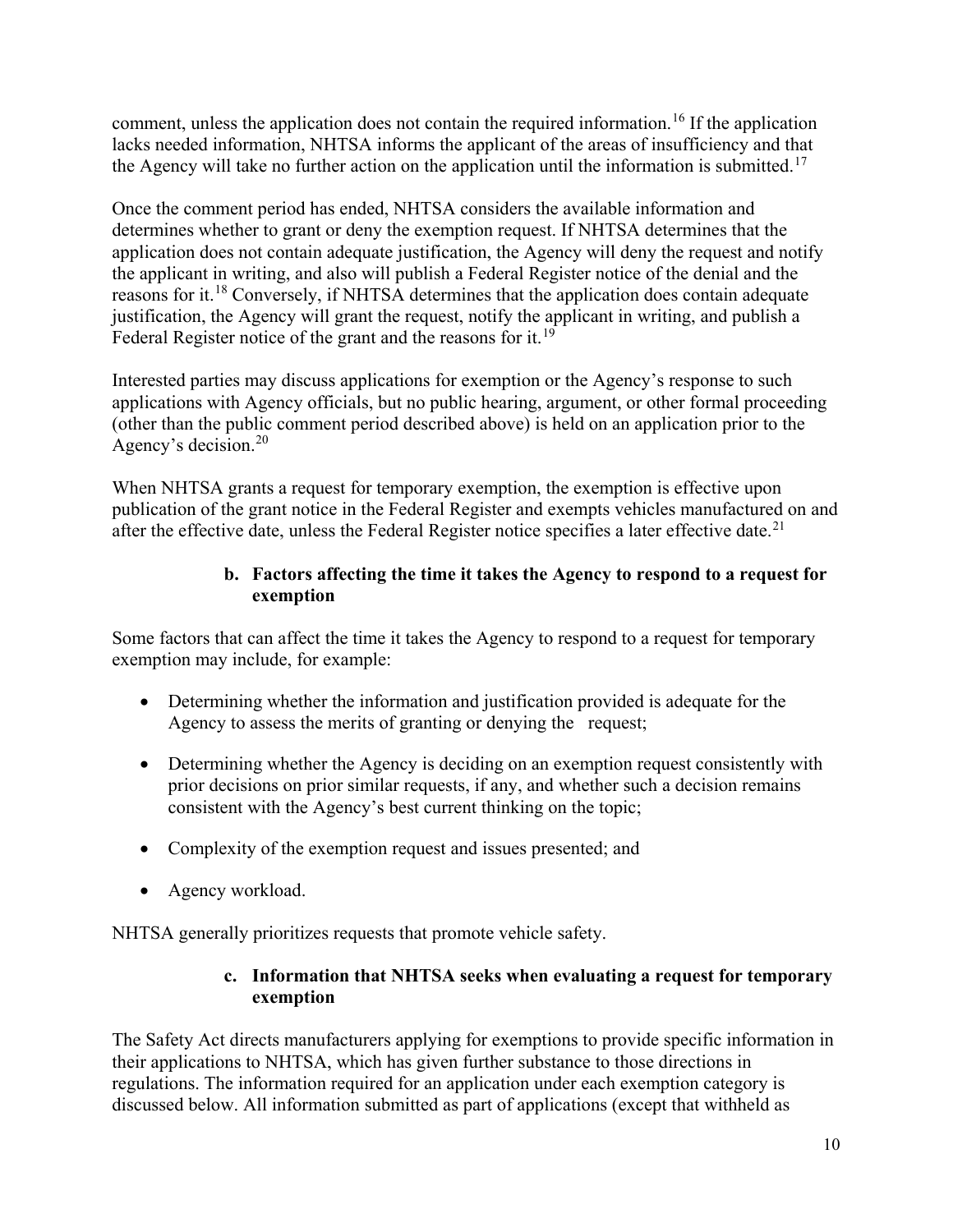comment, unless the application does not contain the required information.[16] If the application lacks needed information, NHTSA informs the applicant of the areas of insufficiency and that the Agency will take no further action on the application until the information is submitted.[17]

Once the comment period has ended, NHTSA considers the available information and determines whether to grant or deny the exemption request. If NHTSA determines that the application does not contain adequate justification, the Agency will deny the request and notify the applicant in writing, and also will publish a Federal Register notice of the denial and the reasons for it.[18] Conversely, if NHTSA determines that the application does contain adequate justification, the Agency will grant the request, notify the applicant in writing, and publish a Federal Register notice of the grant and the reasons for it.[19]

Interested parties may discuss applications for exemption or the Agency's response to such applications with Agency officials, but no public hearing, argument, or other formal proceeding (other than the public comment period described above) is held on an application prior to the Agency's decision.[20]

When NHTSA grants a request for temporary exemption, the exemption is effective upon publication of the grant notice in the Federal Register and exempts vehicles manufactured on and after the effective date, unless the Federal Register notice specifies a later effective date.[21]

### b. Factors affecting the time it takes the Agency to respond to a request for exemption

Some factors that can affect the time it takes the Agency to respond to a request for temporary exemption may include, for example:

- Determining whether the information and justification provided is adequate for the Agency to assess the merits of granting or denying the request;
- Determining whether the Agency is deciding on an exemption request consistently with prior decisions on prior similar requests, if any, and whether such a decision remains consistent with the Agency's best current thinking on the topic;
- Complexity of the exemption request and issues presented; and
- Agency workload.

NHTSA generally prioritizes requests that promote vehicle safety.

### c. Information that NHTSA seeks when evaluating a request for temporary exemption

The Safety Act directs manufacturers applying for exemptions to provide specific information in their applications to NHTSA, which has given further substance to those directions in regulations. The information required for an application under each exemption category is discussed below. All information submitted as part of applications (except that withheld as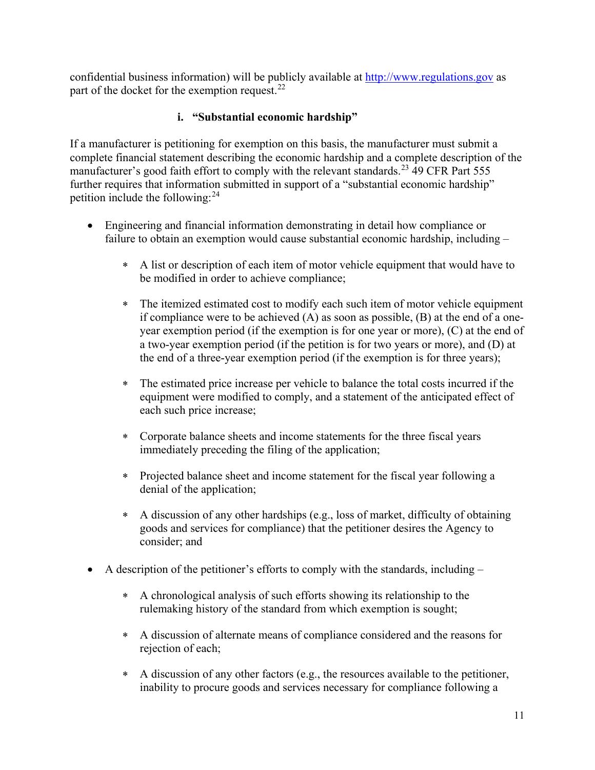confidential business information) will be publicly available at http://www.regulations.gov as part of the docket for the exemption request.[22]

### i. "Substantial economic hardship"

If a manufacturer is petitioning for exemption on this basis, the manufacturer must submit a complete financial statement describing the economic hardship and a complete description of the manufacturer's good faith effort to comply with the relevant standards.[23] 49 CFR Part 555 further requires that information submitted in support of a "substantial economic hardship" petition include the following:[24]

- Engineering and financial information demonstrating in detail how compliance or failure to obtain an exemption would cause substantial economic hardship, including –
  - A list or description of each item of motor vehicle equipment that would have to be modified in order to achieve compliance;
  - The itemized estimated cost to modify each such item of motor vehicle equipment if compliance were to be achieved (A) as soon as possible, (B) at the end of a one-year exemption period (if the exemption is for one year or more), (C) at the end of a two-year exemption period (if the petition is for two years or more), and (D) at the end of a three-year exemption period (if the exemption is for three years);
  - The estimated price increase per vehicle to balance the total costs incurred if the equipment were modified to comply, and a statement of the anticipated effect of each such price increase;
  - Corporate balance sheets and income statements for the three fiscal years immediately preceding the filing of the application;
  - Projected balance sheet and income statement for the fiscal year following a denial of the application;
  - A discussion of any other hardships (e.g., loss of market, difficulty of obtaining goods and services for compliance) that the petitioner desires the Agency to consider; and
- A description of the petitioner's efforts to comply with the standards, including –
  - A chronological analysis of such efforts showing its relationship to the rulemaking history of the standard from which exemption is sought;
  - A discussion of alternate means of compliance considered and the reasons for rejection of each;
  - A discussion of any other factors (e.g., the resources available to the petitioner, inability to procure goods and services necessary for compliance following a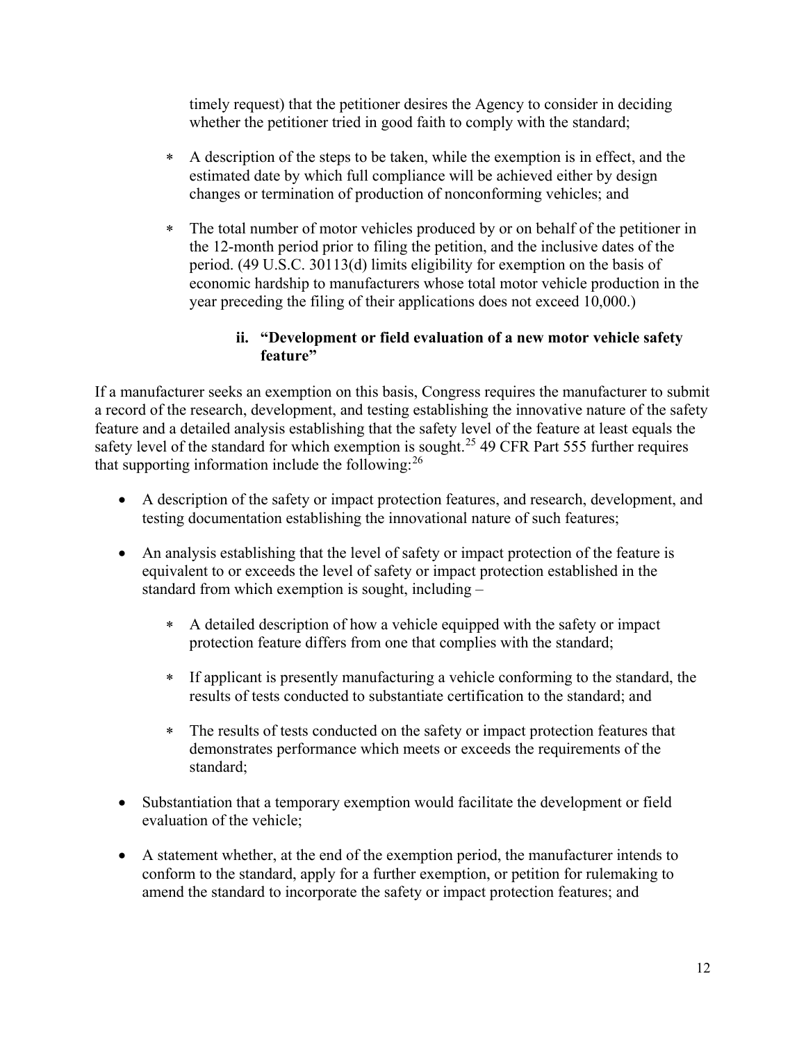timely request) that the petitioner desires the Agency to consider in deciding whether the petitioner tried in good faith to comply with the standard;

   * A description of the steps to be taken, while the exemption is in effect, and the estimated date by which full compliance will be achieved either by design changes or termination of production of nonconforming vehicles; and

   * The total number of motor vehicles produced by or on behalf of the petitioner in the 12-month period prior to filing the petition, and the inclusive dates of the period. (49 U.S.C. 30113(d) limits eligibility for exemption on the basis of economic hardship to manufacturers whose total motor vehicle production in the year preceding the filing of their applications does not exceed 10,000.)

#### ii. "Development or field evaluation of a new motor vehicle safety feature"

If a manufacturer seeks an exemption on this basis, Congress requires the manufacturer to submit a record of the research, development, and testing establishing the innovative nature of the safety feature and a detailed analysis establishing that the safety level of the feature at least equals the safety level of the standard for which exemption is sought.[25] 49 CFR Part 555 further requires that supporting information include the following:[26]

- A description of the safety or impact protection features, and research, development, and testing documentation establishing the innovational nature of such features;

- An analysis establishing that the level of safety or impact protection of the feature is equivalent to or exceeds the level of safety or impact protection established in the standard from which exemption is sought, including –

   * A detailed description of how a vehicle equipped with the safety or impact protection feature differs from one that complies with the standard;

   * If applicant is presently manufacturing a vehicle conforming to the standard, the results of tests conducted to substantiate certification to the standard; and

   * The results of tests conducted on the safety or impact protection features that demonstrates performance which meets or exceeds the requirements of the standard;

- Substantiation that a temporary exemption would facilitate the development or field evaluation of the vehicle;

- A statement whether, at the end of the exemption period, the manufacturer intends to conform to the standard, apply for a further exemption, or petition for rulemaking to amend the standard to incorporate the safety or impact protection features; and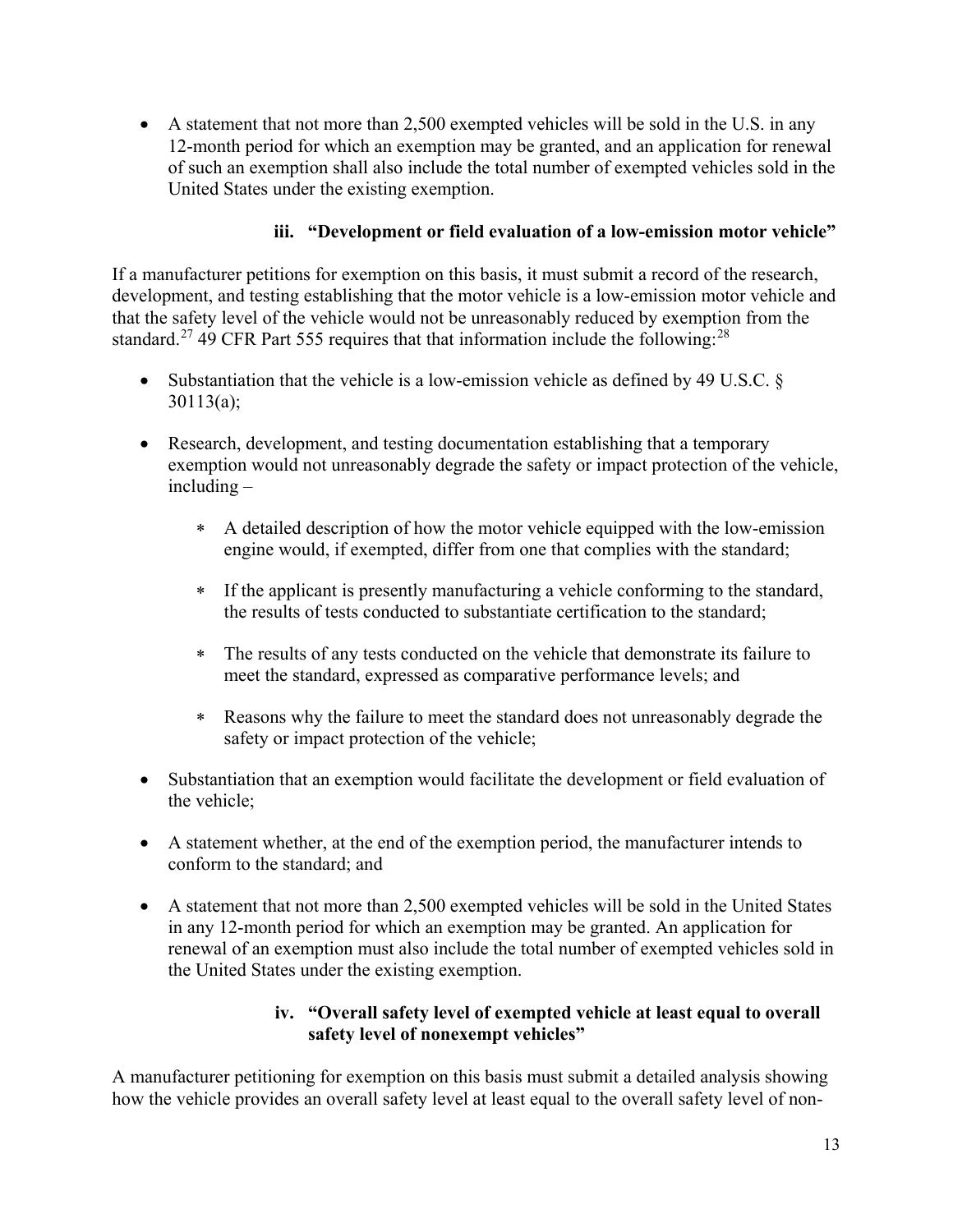- A statement that not more than 2,500 exempted vehicles will be sold in the U.S. in any 12-month period for which an exemption may be granted, and an application for renewal of such an exemption shall also include the total number of exempted vehicles sold in the United States under the existing exemption.

#### iii. "Development or field evaluation of a low-emission motor vehicle"

If a manufacturer petitions for exemption on this basis, it must submit a record of the research, development, and testing establishing that the motor vehicle is a low-emission motor vehicle and that the safety level of the vehicle would not be unreasonably reduced by exemption from the standard.[27] 49 CFR Part 555 requires that that information include the following:[28]

- Substantiation that the vehicle is a low-emission vehicle as defined by 49 U.S.C. § 30113(a);
- Research, development, and testing documentation establishing that a temporary exemption would not unreasonably degrade the safety or impact protection of the vehicle, including –
  - A detailed description of how the motor vehicle equipped with the low-emission engine would, if exempted, differ from one that complies with the standard;
  - If the applicant is presently manufacturing a vehicle conforming to the standard, the results of tests conducted to substantiate certification to the standard;
  - The results of any tests conducted on the vehicle that demonstrate its failure to meet the standard, expressed as comparative performance levels; and
  - Reasons why the failure to meet the standard does not unreasonably degrade the safety or impact protection of the vehicle;
- Substantiation that an exemption would facilitate the development or field evaluation of the vehicle;
- A statement whether, at the end of the exemption period, the manufacturer intends to conform to the standard; and
- A statement that not more than 2,500 exempted vehicles will be sold in the United States in any 12-month period for which an exemption may be granted. An application for renewal of an exemption must also include the total number of exempted vehicles sold in the United States under the existing exemption.

#### iv. "Overall safety level of exempted vehicle at least equal to overall safety level of nonexempt vehicles"

A manufacturer petitioning for exemption on this basis must submit a detailed analysis showing how the vehicle provides an overall safety level at least equal to the overall safety level of non-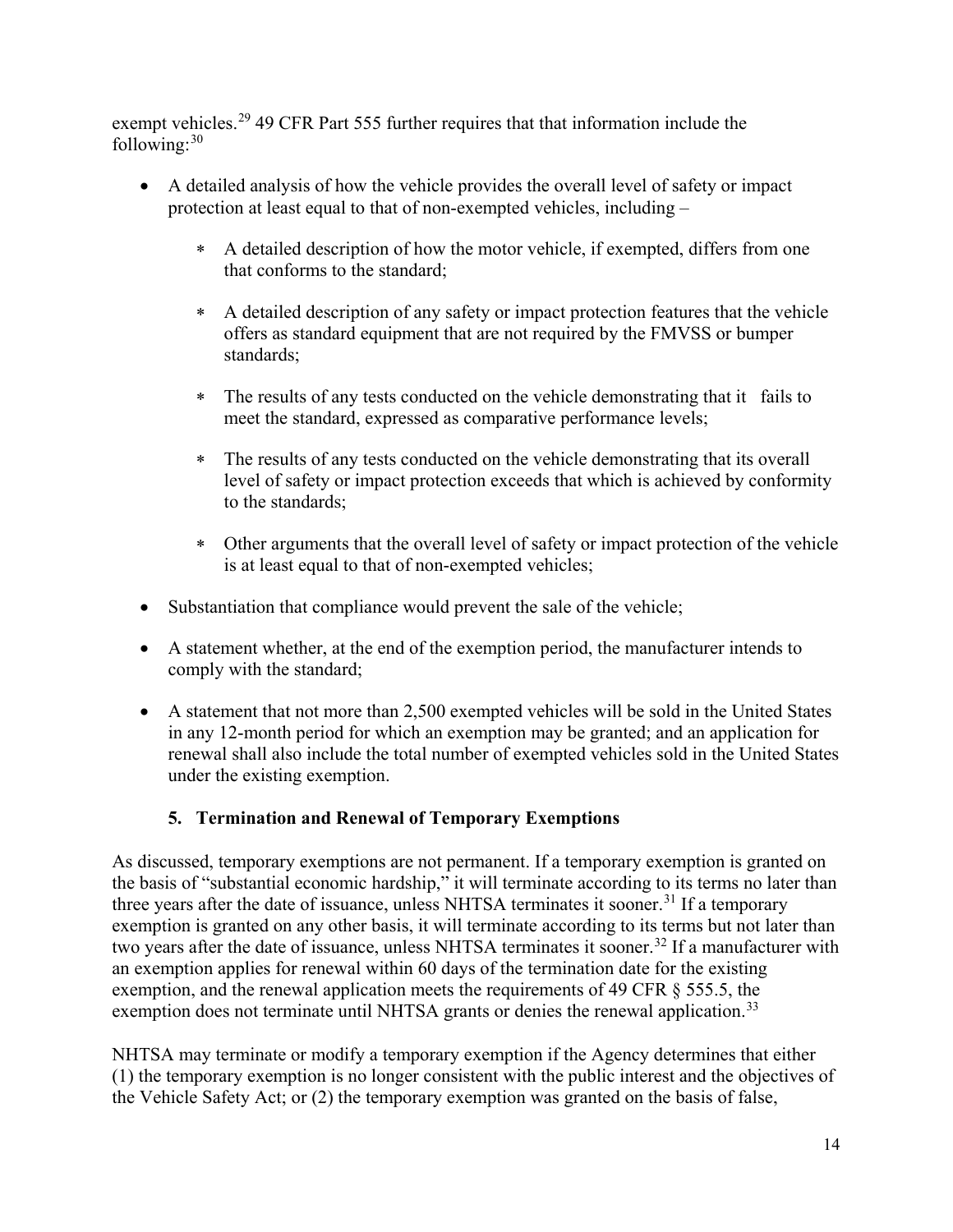exempt vehicles.[29] 49 CFR Part 555 further requires that that information include the following:[30]

- A detailed analysis of how the vehicle provides the overall level of safety or impact protection at least equal to that of non-exempted vehicles, including –
  - A detailed description of how the motor vehicle, if exempted, differs from one that conforms to the standard;
  - A detailed description of any safety or impact protection features that the vehicle offers as standard equipment that are not required by the FMVSS or bumper standards;
  - The results of any tests conducted on the vehicle demonstrating that it fails to meet the standard, expressed as comparative performance levels;
  - The results of any tests conducted on the vehicle demonstrating that its overall level of safety or impact protection exceeds that which is achieved by conformity to the standards;
  - Other arguments that the overall level of safety or impact protection of the vehicle is at least equal to that of non-exempted vehicles;
- Substantiation that compliance would prevent the sale of the vehicle;
- A statement whether, at the end of the exemption period, the manufacturer intends to comply with the standard;
- A statement that not more than 2,500 exempted vehicles will be sold in the United States in any 12-month period for which an exemption may be granted; and an application for renewal shall also include the total number of exempted vehicles sold in the United States under the existing exemption.

### 5. Termination and Renewal of Temporary Exemptions

As discussed, temporary exemptions are not permanent. If a temporary exemption is granted on the basis of "substantial economic hardship," it will terminate according to its terms no later than three years after the date of issuance, unless NHTSA terminates it sooner.[31] If a temporary exemption is granted on any other basis, it will terminate according to its terms but not later than two years after the date of issuance, unless NHTSA terminates it sooner.[32] If a manufacturer with an exemption applies for renewal within 60 days of the termination date for the existing exemption, and the renewal application meets the requirements of 49 CFR § 555.5, the exemption does not terminate until NHTSA grants or denies the renewal application.[33]

NHTSA may terminate or modify a temporary exemption if the Agency determines that either (1) the temporary exemption is no longer consistent with the public interest and the objectives of the Vehicle Safety Act; or (2) the temporary exemption was granted on the basis of false,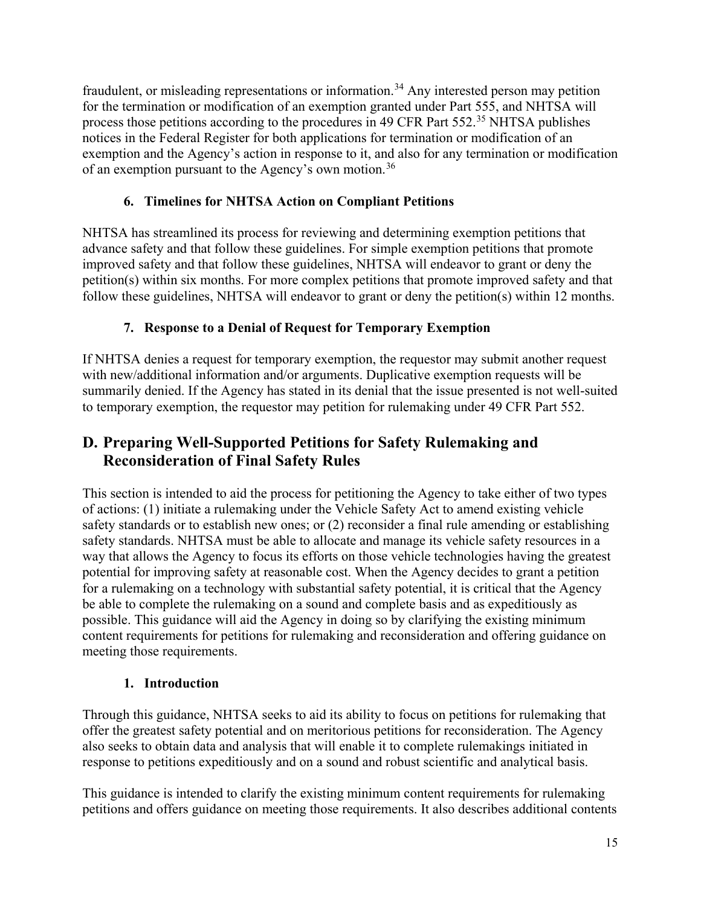fraudulent, or misleading representations or information.[34] Any interested person may petition for the termination or modification of an exemption granted under Part 555, and NHTSA will process those petitions according to the procedures in 49 CFR Part 552.[35] NHTSA publishes notices in the Federal Register for both applications for termination or modification of an exemption and the Agency's action in response to it, and also for any termination or modification of an exemption pursuant to the Agency's own motion.[36]

### 6. Timelines for NHTSA Action on Compliant Petitions

NHTSA has streamlined its process for reviewing and determining exemption petitions that advance safety and that follow these guidelines. For simple exemption petitions that promote improved safety and that follow these guidelines, NHTSA will endeavor to grant or deny the petition(s) within six months. For more complex petitions that promote improved safety and that follow these guidelines, NHTSA will endeavor to grant or deny the petition(s) within 12 months.

### 7. Response to a Denial of Request for Temporary Exemption

If NHTSA denies a request for temporary exemption, the requestor may submit another request with new/additional information and/or arguments. Duplicative exemption requests will be summarily denied. If the Agency has stated in its denial that the issue presented is not well-suited to temporary exemption, the requestor may petition for rulemaking under 49 CFR Part 552.

## D. Preparing Well-Supported Petitions for Safety Rulemaking and Reconsideration of Final Safety Rules

This section is intended to aid the process for petitioning the Agency to take either of two types of actions: (1) initiate a rulemaking under the Vehicle Safety Act to amend existing vehicle safety standards or to establish new ones; or (2) reconsider a final rule amending or establishing safety standards. NHTSA must be able to allocate and manage its vehicle safety resources in a way that allows the Agency to focus its efforts on those vehicle technologies having the greatest potential for improving safety at reasonable cost. When the Agency decides to grant a petition for a rulemaking on a technology with substantial safety potential, it is critical that the Agency be able to complete the rulemaking on a sound and complete basis and as expeditiously as possible. This guidance will aid the Agency in doing so by clarifying the existing minimum content requirements for petitions for rulemaking and reconsideration and offering guidance on meeting those requirements.

### 1. Introduction

Through this guidance, NHTSA seeks to aid its ability to focus on petitions for rulemaking that offer the greatest safety potential and on meritorious petitions for reconsideration. The Agency also seeks to obtain data and analysis that will enable it to complete rulemakings initiated in response to petitions expeditiously and on a sound and robust scientific and analytical basis.

This guidance is intended to clarify the existing minimum content requirements for rulemaking petitions and offers guidance on meeting those requirements. It also describes additional contents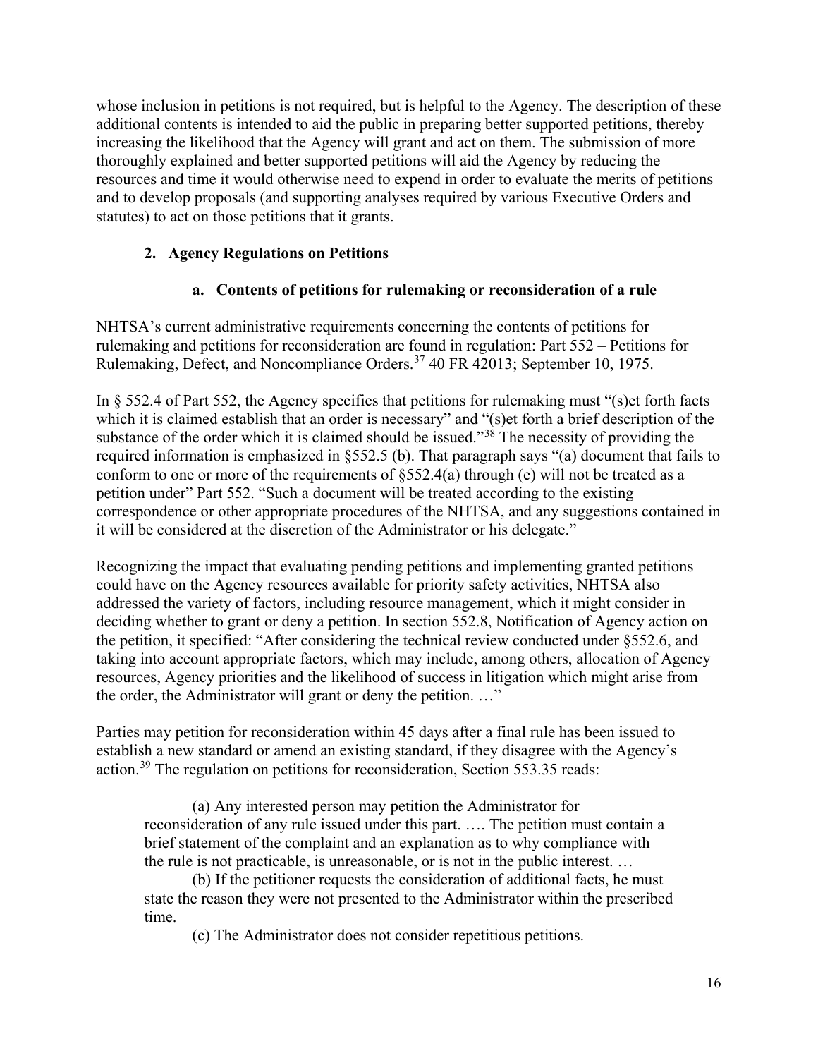whose inclusion in petitions is not required, but is helpful to the Agency. The description of these additional contents is intended to aid the public in preparing better supported petitions, thereby increasing the likelihood that the Agency will grant and act on them. The submission of more thoroughly explained and better supported petitions will aid the Agency by reducing the resources and time it would otherwise need to expend in order to evaluate the merits of petitions and to develop proposals (and supporting analyses required by various Executive Orders and statutes) to act on those petitions that it grants.

### 2. Agency Regulations on Petitions

#### a. Contents of petitions for rulemaking or reconsideration of a rule

NHTSA's current administrative requirements concerning the contents of petitions for rulemaking and petitions for reconsideration are found in regulation: Part 552 – Petitions for Rulemaking, Defect, and Noncompliance Orders.[37] 40 FR 42013; September 10, 1975.

In § 552.4 of Part 552, the Agency specifies that petitions for rulemaking must "(s)et forth facts which it is claimed establish that an order is necessary" and "(s)et forth a brief description of the substance of the order which it is claimed should be issued."[38] The necessity of providing the required information is emphasized in §552.5 (b). That paragraph says "(a) document that fails to conform to one or more of the requirements of §552.4(a) through (e) will not be treated as a petition under" Part 552. "Such a document will be treated according to the existing correspondence or other appropriate procedures of the NHTSA, and any suggestions contained in it will be considered at the discretion of the Administrator or his delegate."

Recognizing the impact that evaluating pending petitions and implementing granted petitions could have on the Agency resources available for priority safety activities, NHTSA also addressed the variety of factors, including resource management, which it might consider in deciding whether to grant or deny a petition. In section 552.8, Notification of Agency action on the petition, it specified: "After considering the technical review conducted under §552.6, and taking into account appropriate factors, which may include, among others, allocation of Agency resources, Agency priorities and the likelihood of success in litigation which might arise from the order, the Administrator will grant or deny the petition. …"

Parties may petition for reconsideration within 45 days after a final rule has been issued to establish a new standard or amend an existing standard, if they disagree with the Agency's action.[39] The regulation on petitions for reconsideration, Section 553.35 reads:

> (a) Any interested person may petition the Administrator for reconsideration of any rule issued under this part. …. The petition must contain a brief statement of the complaint and an explanation as to why compliance with the rule is not practicable, is unreasonable, or is not in the public interest. …
>
> (b) If the petitioner requests the consideration of additional facts, he must state the reason they were not presented to the Administrator within the prescribed time.
>
> (c) The Administrator does not consider repetitious petitions.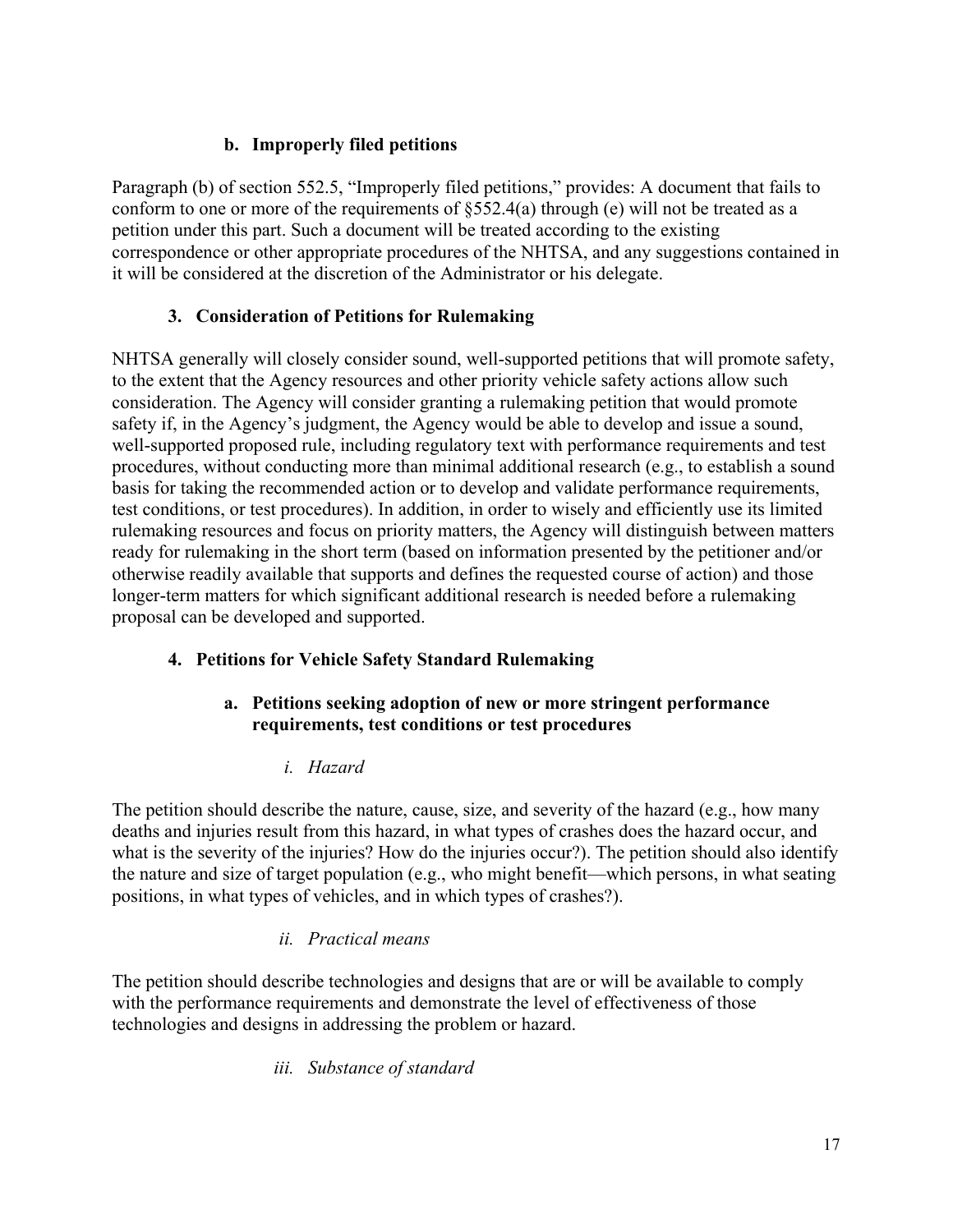#### b. Improperly filed petitions

Paragraph (b) of section 552.5, "Improperly filed petitions," provides: A document that fails to conform to one or more of the requirements of §552.4(a) through (e) will not be treated as a petition under this part. Such a document will be treated according to the existing correspondence or other appropriate procedures of the NHTSA, and any suggestions contained in it will be considered at the discretion of the Administrator or his delegate.

### 3. Consideration of Petitions for Rulemaking

NHTSA generally will closely consider sound, well-supported petitions that will promote safety, to the extent that the Agency resources and other priority vehicle safety actions allow such consideration. The Agency will consider granting a rulemaking petition that would promote safety if, in the Agency's judgment, the Agency would be able to develop and issue a sound, well-supported proposed rule, including regulatory text with performance requirements and test procedures, without conducting more than minimal additional research (e.g., to establish a sound basis for taking the recommended action or to develop and validate performance requirements, test conditions, or test procedures). In addition, in order to wisely and efficiently use its limited rulemaking resources and focus on priority matters, the Agency will distinguish between matters ready for rulemaking in the short term (based on information presented by the petitioner and/or otherwise readily available that supports and defines the requested course of action) and those longer-term matters for which significant additional research is needed before a rulemaking proposal can be developed and supported.

### 4. Petitions for Vehicle Safety Standard Rulemaking

#### a. Petitions seeking adoption of new or more stringent performance requirements, test conditions or test procedures

##### *i. Hazard*

The petition should describe the nature, cause, size, and severity of the hazard (e.g., how many deaths and injuries result from this hazard, in what types of crashes does the hazard occur, and what is the severity of the injuries? How do the injuries occur?). The petition should also identify the nature and size of target population (e.g., who might benefit—which persons, in what seating positions, in what types of vehicles, and in which types of crashes?).

##### *ii. Practical means*

The petition should describe technologies and designs that are or will be available to comply with the performance requirements and demonstrate the level of effectiveness of those technologies and designs in addressing the problem or hazard.

##### *iii. Substance of standard*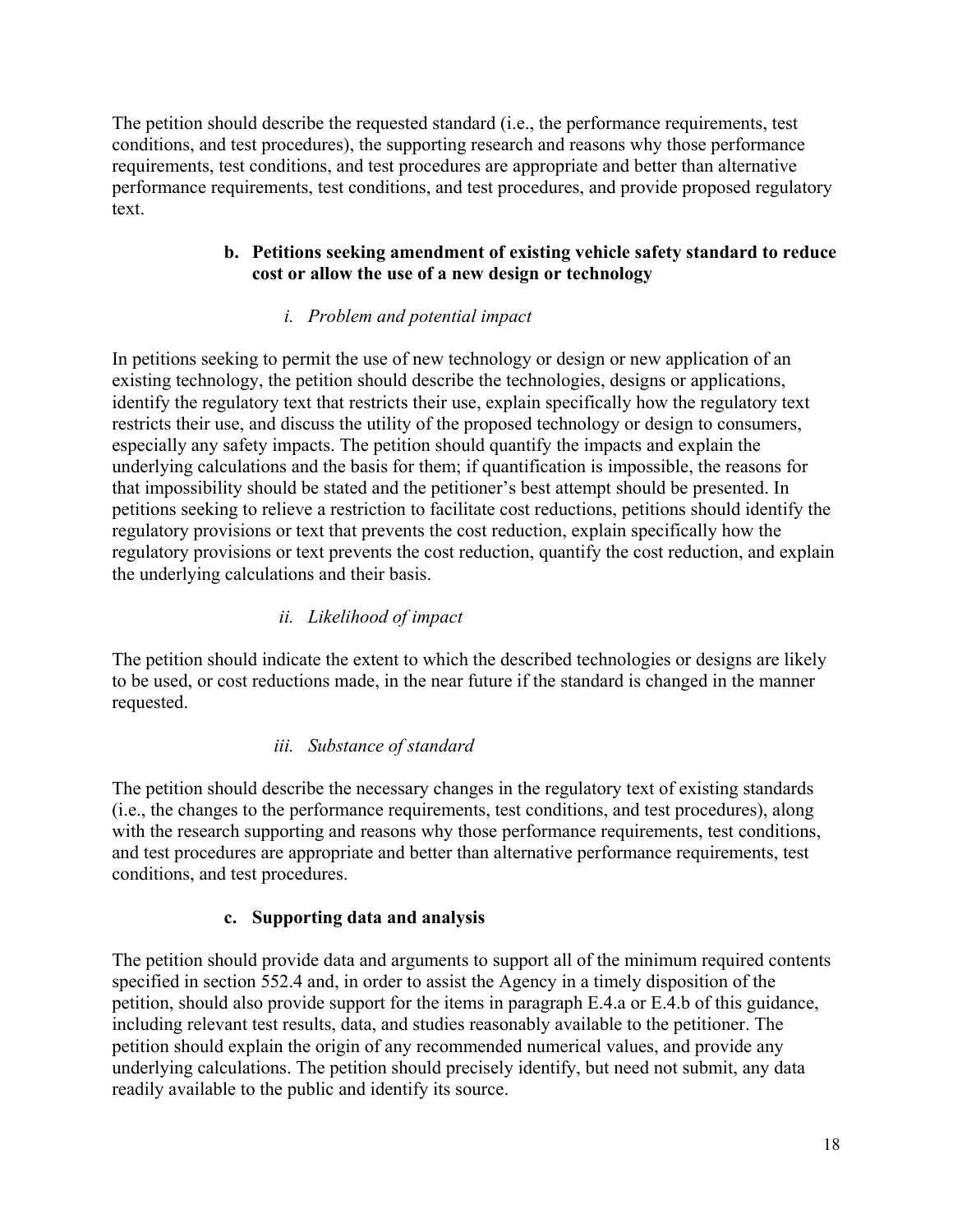The petition should describe the requested standard (i.e., the performance requirements, test conditions, and test procedures), the supporting research and reasons why those performance requirements, test conditions, and test procedures are appropriate and better than alternative performance requirements, test conditions, and test procedures, and provide proposed regulatory text.

### b. Petitions seeking amendment of existing vehicle safety standard to reduce cost or allow the use of a new design or technology

#### *i. Problem and potential impact*

In petitions seeking to permit the use of new technology or design or new application of an existing technology, the petition should describe the technologies, designs or applications, identify the regulatory text that restricts their use, explain specifically how the regulatory text restricts their use, and discuss the utility of the proposed technology or design to consumers, especially any safety impacts. The petition should quantify the impacts and explain the underlying calculations and the basis for them; if quantification is impossible, the reasons for that impossibility should be stated and the petitioner's best attempt should be presented. In petitions seeking to relieve a restriction to facilitate cost reductions, petitions should identify the regulatory provisions or text that prevents the cost reduction, explain specifically how the regulatory provisions or text prevents the cost reduction, quantify the cost reduction, and explain the underlying calculations and their basis.

#### *ii. Likelihood of impact*

The petition should indicate the extent to which the described technologies or designs are likely to be used, or cost reductions made, in the near future if the standard is changed in the manner requested.

#### *iii. Substance of standard*

The petition should describe the necessary changes in the regulatory text of existing standards (i.e., the changes to the performance requirements, test conditions, and test procedures), along with the research supporting and reasons why those performance requirements, test conditions, and test procedures are appropriate and better than alternative performance requirements, test conditions, and test procedures.

### c. Supporting data and analysis

The petition should provide data and arguments to support all of the minimum required contents specified in section 552.4 and, in order to assist the Agency in a timely disposition of the petition, should also provide support for the items in paragraph E.4.a or E.4.b of this guidance, including relevant test results, data, and studies reasonably available to the petitioner. The petition should explain the origin of any recommended numerical values, and provide any underlying calculations. The petition should precisely identify, but need not submit, any data readily available to the public and identify its source.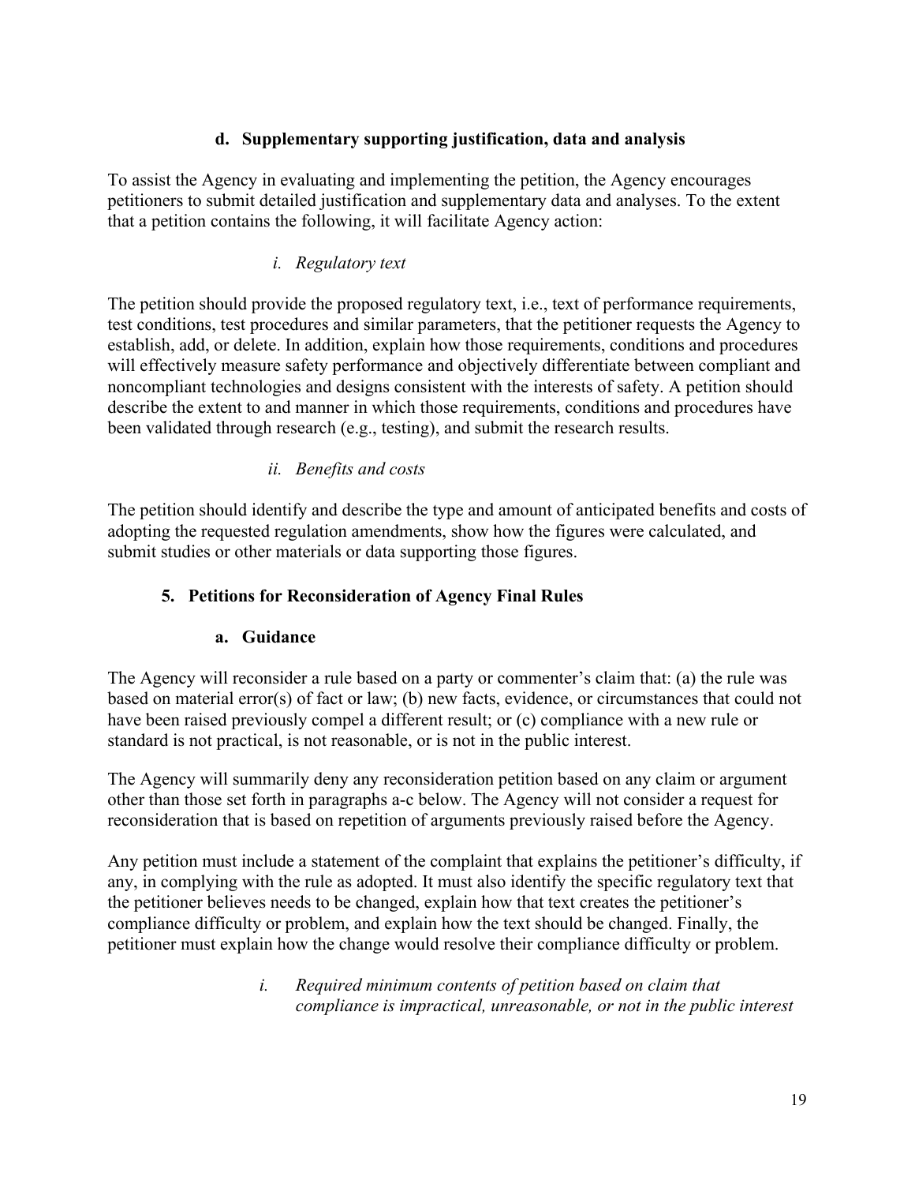#### d. Supplementary supporting justification, data and analysis

To assist the Agency in evaluating and implementing the petition, the Agency encourages petitioners to submit detailed justification and supplementary data and analyses. To the extent that a petition contains the following, it will facilitate Agency action:

##### *i. Regulatory text*

The petition should provide the proposed regulatory text, i.e., text of performance requirements, test conditions, test procedures and similar parameters, that the petitioner requests the Agency to establish, add, or delete. In addition, explain how those requirements, conditions and procedures will effectively measure safety performance and objectively differentiate between compliant and noncompliant technologies and designs consistent with the interests of safety. A petition should describe the extent to and manner in which those requirements, conditions and procedures have been validated through research (e.g., testing), and submit the research results.

##### *ii. Benefits and costs*

The petition should identify and describe the type and amount of anticipated benefits and costs of adopting the requested regulation amendments, show how the figures were calculated, and submit studies or other materials or data supporting those figures.

### 5. Petitions for Reconsideration of Agency Final Rules

#### a. Guidance

The Agency will reconsider a rule based on a party or commenter's claim that: (a) the rule was based on material error(s) of fact or law; (b) new facts, evidence, or circumstances that could not have been raised previously compel a different result; or (c) compliance with a new rule or standard is not practical, is not reasonable, or is not in the public interest.

The Agency will summarily deny any reconsideration petition based on any claim or argument other than those set forth in paragraphs a-c below. The Agency will not consider a request for reconsideration that is based on repetition of arguments previously raised before the Agency.

Any petition must include a statement of the complaint that explains the petitioner's difficulty, if any, in complying with the rule as adopted. It must also identify the specific regulatory text that the petitioner believes needs to be changed, explain how that text creates the petitioner's compliance difficulty or problem, and explain how the text should be changed. Finally, the petitioner must explain how the change would resolve their compliance difficulty or problem.

##### *i. Required minimum contents of petition based on claim that compliance is impractical, unreasonable, or not in the public interest*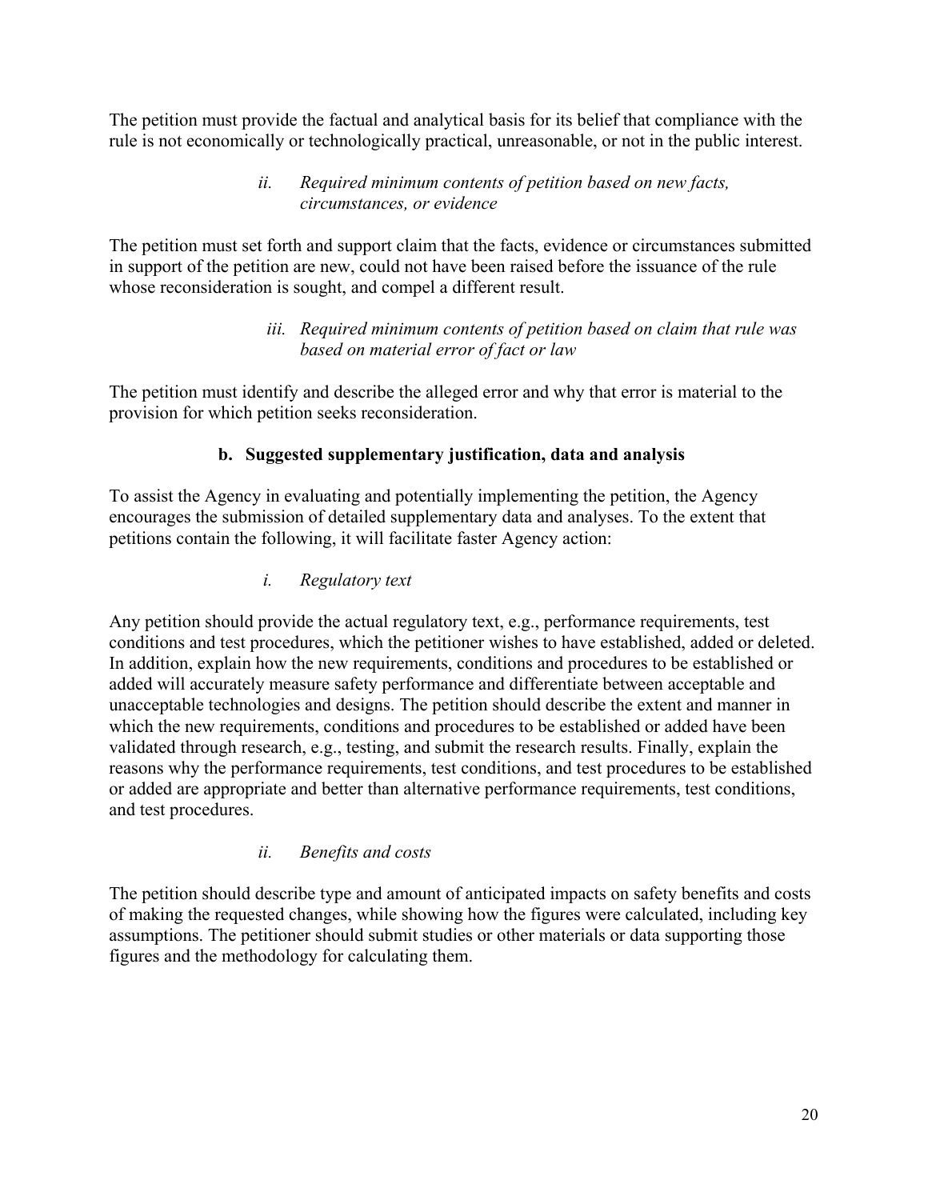The petition must provide the factual and analytical basis for its belief that compliance with the rule is not economically or technologically practical, unreasonable, or not in the public interest.

*ii. Required minimum contents of petition based on new facts, circumstances, or evidence*

The petition must set forth and support claim that the facts, evidence or circumstances submitted in support of the petition are new, could not have been raised before the issuance of the rule whose reconsideration is sought, and compel a different result.

*iii. Required minimum contents of petition based on claim that rule was based on material error of fact or law*

The petition must identify and describe the alleged error and why that error is material to the provision for which petition seeks reconsideration.

**b. Suggested supplementary justification, data and analysis**

To assist the Agency in evaluating and potentially implementing the petition, the Agency encourages the submission of detailed supplementary data and analyses. To the extent that petitions contain the following, it will facilitate faster Agency action:

*i. Regulatory text*

Any petition should provide the actual regulatory text, e.g., performance requirements, test conditions and test procedures, which the petitioner wishes to have established, added or deleted. In addition, explain how the new requirements, conditions and procedures to be established or added will accurately measure safety performance and differentiate between acceptable and unacceptable technologies and designs. The petition should describe the extent and manner in which the new requirements, conditions and procedures to be established or added have been validated through research, e.g., testing, and submit the research results. Finally, explain the reasons why the performance requirements, test conditions, and test procedures to be established or added are appropriate and better than alternative performance requirements, test conditions, and test procedures.

*ii. Benefits and costs*

The petition should describe type and amount of anticipated impacts on safety benefits and costs of making the requested changes, while showing how the figures were calculated, including key assumptions. The petitioner should submit studies or other materials or data supporting those figures and the methodology for calculating them.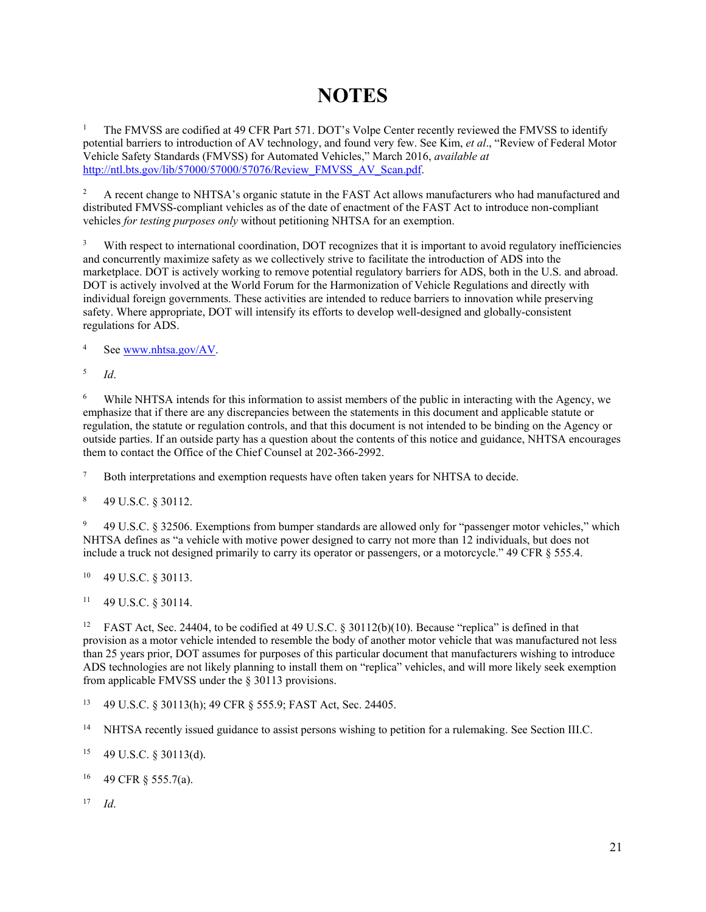# NOTES

[1] The FMVSS are codified at 49 CFR Part 571. DOT's Volpe Center recently reviewed the FMVSS to identify potential barriers to introduction of AV technology, and found very few. See Kim, *et al*., "Review of Federal Motor Vehicle Safety Standards (FMVSS) for Automated Vehicles," March 2016, *available at* [http://ntl.bts.gov/lib/57000/57000/57076/Review_FMVSS_AV_Scan.pdf](http://ntl.bts.gov/lib/57000/57000/57076/Review_FMVSS_AV_Scan.pdf).

[2] A recent change to NHTSA's organic statute in the FAST Act allows manufacturers who had manufactured and distributed FMVSS-compliant vehicles as of the date of enactment of the FAST Act to introduce non-compliant vehicles *for testing purposes only* without petitioning NHTSA for an exemption.

[3] With respect to international coordination, DOT recognizes that it is important to avoid regulatory inefficiencies and concurrently maximize safety as we collectively strive to facilitate the introduction of ADS into the marketplace. DOT is actively working to remove potential regulatory barriers for ADS, both in the U.S. and abroad. DOT is actively involved at the World Forum for the Harmonization of Vehicle Regulations and directly with individual foreign governments. These activities are intended to reduce barriers to innovation while preserving safety. Where appropriate, DOT will intensify its efforts to develop well-designed and globally-consistent regulations for ADS.

[4] See [www.nhtsa.gov/AV](http://www.nhtsa.gov/AV).

[5] *Id*.

[6] While NHTSA intends for this information to assist members of the public in interacting with the Agency, we emphasize that if there are any discrepancies between the statements in this document and applicable statute or regulation, the statute or regulation controls, and that this document is not intended to be binding on the Agency or outside parties. If an outside party has a question about the contents of this notice and guidance, NHTSA encourages them to contact the Office of the Chief Counsel at 202-366-2992.

[7] Both interpretations and exemption requests have often taken years for NHTSA to decide.

[8] 49 U.S.C. § 30112.

[9] 49 U.S.C. § 32506. Exemptions from bumper standards are allowed only for "passenger motor vehicles," which NHTSA defines as "a vehicle with motive power designed to carry not more than 12 individuals, but does not include a truck not designed primarily to carry its operator or passengers, or a motorcycle." 49 CFR § 555.4.

[10] 49 U.S.C. § 30113.

[11] 49 U.S.C. § 30114.

[12] FAST Act, Sec. 24404, to be codified at 49 U.S.C. § 30112(b)(10). Because "replica" is defined in that provision as a motor vehicle intended to resemble the body of another motor vehicle that was manufactured not less than 25 years prior, DOT assumes for purposes of this particular document that manufacturers wishing to introduce ADS technologies are not likely planning to install them on "replica" vehicles, and will more likely seek exemption from applicable FMVSS under the § 30113 provisions.

[13] 49 U.S.C. § 30113(h); 49 CFR § 555.9; FAST Act, Sec. 24405.

[14] NHTSA recently issued guidance to assist persons wishing to petition for a rulemaking. See Section III.C.

[15] 49 U.S.C. § 30113(d).

[16] 49 CFR § 555.7(a).

[17] *Id*.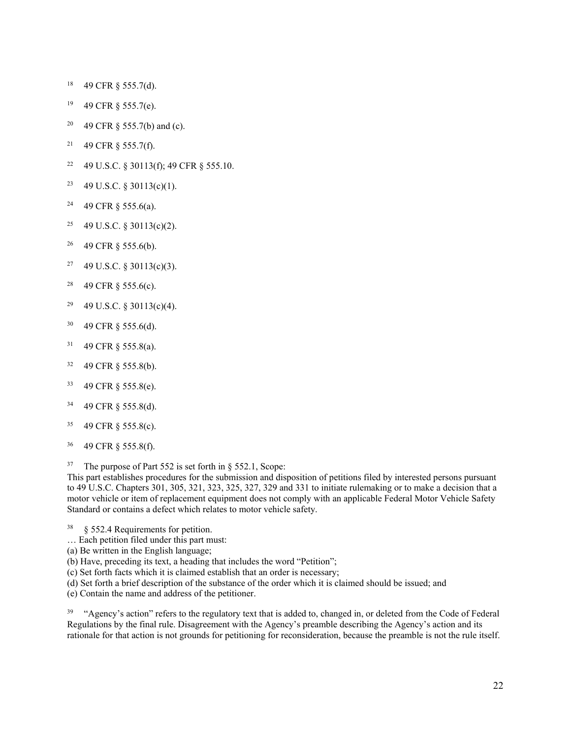[18] 49 CFR § 555.7(d).

[19] 49 CFR § 555.7(e).

[20] 49 CFR § 555.7(b) and (c).

[21] 49 CFR § 555.7(f).

[22] 49 U.S.C. § 30113(f); 49 CFR § 555.10.

[23] 49 U.S.C. § 30113(c)(1).

[24] 49 CFR § 555.6(a).

[25] 49 U.S.C. § 30113(c)(2).

[26] 49 CFR § 555.6(b).

[27] 49 U.S.C. § 30113(c)(3).

[28] 49 CFR § 555.6(c).

[29] 49 U.S.C. § 30113(c)(4).

[30] 49 CFR § 555.6(d).

[31] 49 CFR § 555.8(a).

[32] 49 CFR § 555.8(b).

[33] 49 CFR § 555.8(e).

[34] 49 CFR § 555.8(d).

[35] 49 CFR § 555.8(c).

[36] 49 CFR § 555.8(f).

[37] The purpose of Part 552 is set forth in § 552.1, Scope:
This part establishes procedures for the submission and disposition of petitions filed by interested persons pursuant to 49 U.S.C. Chapters 301, 305, 321, 323, 325, 327, 329 and 331 to initiate rulemaking or to make a decision that a motor vehicle or item of replacement equipment does not comply with an applicable Federal Motor Vehicle Safety Standard or contains a defect which relates to motor vehicle safety.

[38] § 552.4 Requirements for petition.
… Each petition filed under this part must:
(a) Be written in the English language;
(b) Have, preceding its text, a heading that includes the word "Petition";
(c) Set forth facts which it is claimed establish that an order is necessary;
(d) Set forth a brief description of the substance of the order which it is claimed should be issued; and
(e) Contain the name and address of the petitioner.

[39] "Agency's action" refers to the regulatory text that is added to, changed in, or deleted from the Code of Federal Regulations by the final rule. Disagreement with the Agency's preamble describing the Agency's action and its rationale for that action is not grounds for petitioning for reconsideration, because the preamble is not the rule itself.